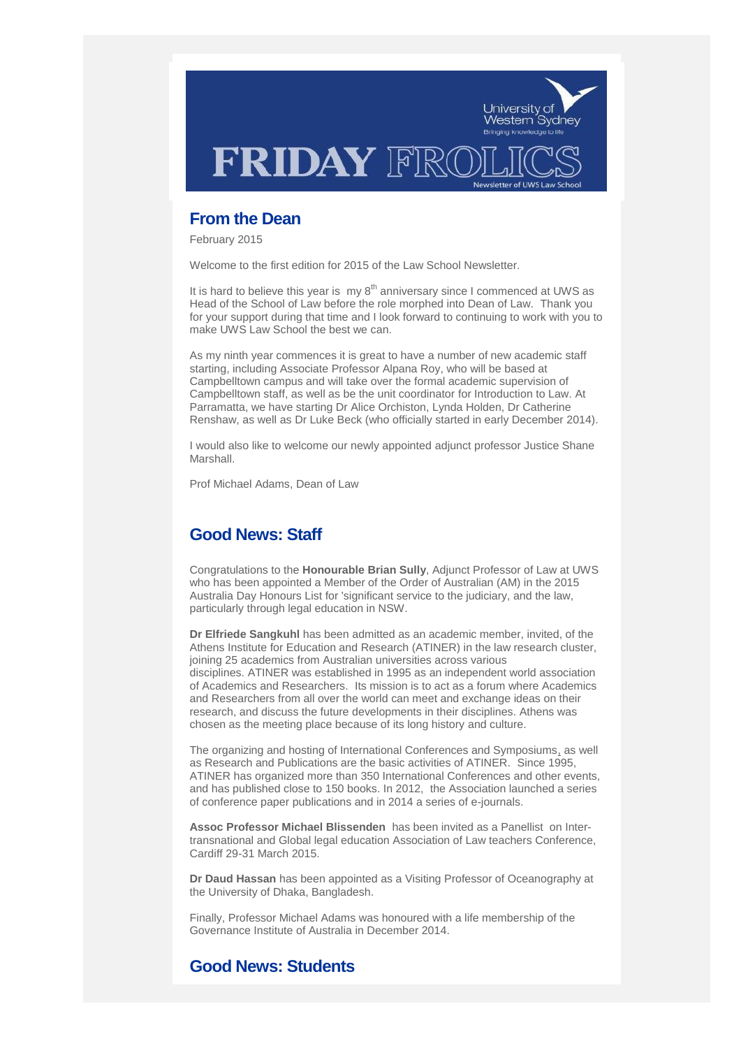# FRIDAY FROLICS

University of Western Sydney
Bringing knowledge to life

Newsletter of UWS Law School

## From the Dean

February 2015

Welcome to the first edition for 2015 of the Law School Newsletter.

It is hard to believe this year is my 8th anniversary since I commenced at UWS as Head of the School of Law before the role morphed into Dean of Law. Thank you for your support during that time and I look forward to continuing to work with you to make UWS Law School the best we can.

As my ninth year commences it is great to have a number of new academic staff starting, including Associate Professor Alpana Roy, who will be based at Campbelltown campus and will take over the formal academic supervision of Campbelltown staff, as well as be the unit coordinator for Introduction to Law. At Parramatta, we have starting Dr Alice Orchiston, Lynda Holden, Dr Catherine Renshaw, as well as Dr Luke Beck (who officially started in early December 2014).

I would also like to welcome our newly appointed adjunct professor Justice Shane Marshall.

Prof Michael Adams, Dean of Law

## Good News: Staff

Congratulations to the **Honourable Brian Sully**, Adjunct Professor of Law at UWS who has been appointed a Member of the Order of Australian (AM) in the 2015 Australia Day Honours List for 'significant service to the judiciary, and the law, particularly through legal education in NSW.

**Dr Elfriede Sangkuhl** has been admitted as an academic member, invited, of the Athens Institute for Education and Research (ATINER) in the law research cluster, joining 25 academics from Australian universities across various disciplines. ATINER was established in 1995 as an independent world association of Academics and Researchers. Its mission is to act as a forum where Academics and Researchers from all over the world can meet and exchange ideas on their research, and discuss the future developments in their disciplines. Athens was chosen as the meeting place because of its long history and culture.

The organizing and hosting of International Conferences and Symposiums, as well as Research and Publications are the basic activities of ATINER. Since 1995, ATINER has organized more than 350 International Conferences and other events, and has published close to 150 books. In 2012, the Association launched a series of conference paper publications and in 2014 a series of e-journals.

**Assoc Professor Michael Blissenden** has been invited as a Panellist on Inter-transnational and Global legal education Association of Law teachers Conference, Cardiff 29-31 March 2015.

**Dr Daud Hassan** has been appointed as a Visiting Professor of Oceanography at the University of Dhaka, Bangladesh.

Finally, Professor Michael Adams was honoured with a life membership of the Governance Institute of Australia in December 2014.

## Good News: Students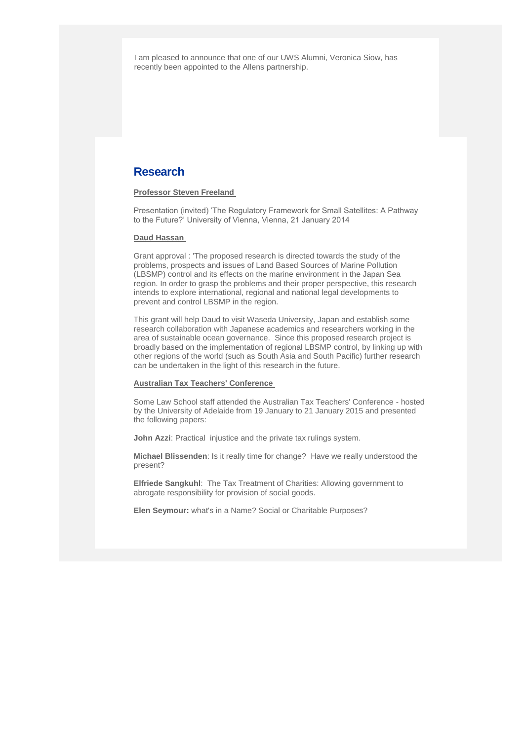I am pleased to announce that one of our UWS Alumni, Veronica Siow, has recently been appointed to the Allens partnership.

## Research

**Professor Steven Freeland**

Presentation (invited) 'The Regulatory Framework for Small Satellites: A Pathway to the Future?' University of Vienna, Vienna, 21 January 2014

**Daud Hassan**

Grant approval : 'The proposed research is directed towards the study of the problems, prospects and issues of Land Based Sources of Marine Pollution (LBSMP) control and its effects on the marine environment in the Japan Sea region. In order to grasp the problems and their proper perspective, this research intends to explore international, regional and national legal developments to prevent and control LBSMP in the region.

This grant will help Daud to visit Waseda University, Japan and establish some research collaboration with Japanese academics and researchers working in the area of sustainable ocean governance. Since this proposed research project is broadly based on the implementation of regional LBSMP control, by linking up with other regions of the world (such as South Asia and South Pacific) further research can be undertaken in the light of this research in the future.

**Australian Tax Teachers' Conference**

Some Law School staff attended the Australian Tax Teachers' Conference - hosted by the University of Adelaide from 19 January to 21 January 2015 and presented the following papers:

**John Azzi**: Practical injustice and the private tax rulings system.

**Michael Blissenden**: Is it really time for change? Have we really understood the present?

**Elfriede Sangkuhl**: The Tax Treatment of Charities: Allowing government to abrogate responsibility for provision of social goods.

**Elen Seymour:** what's in a Name? Social or Charitable Purposes?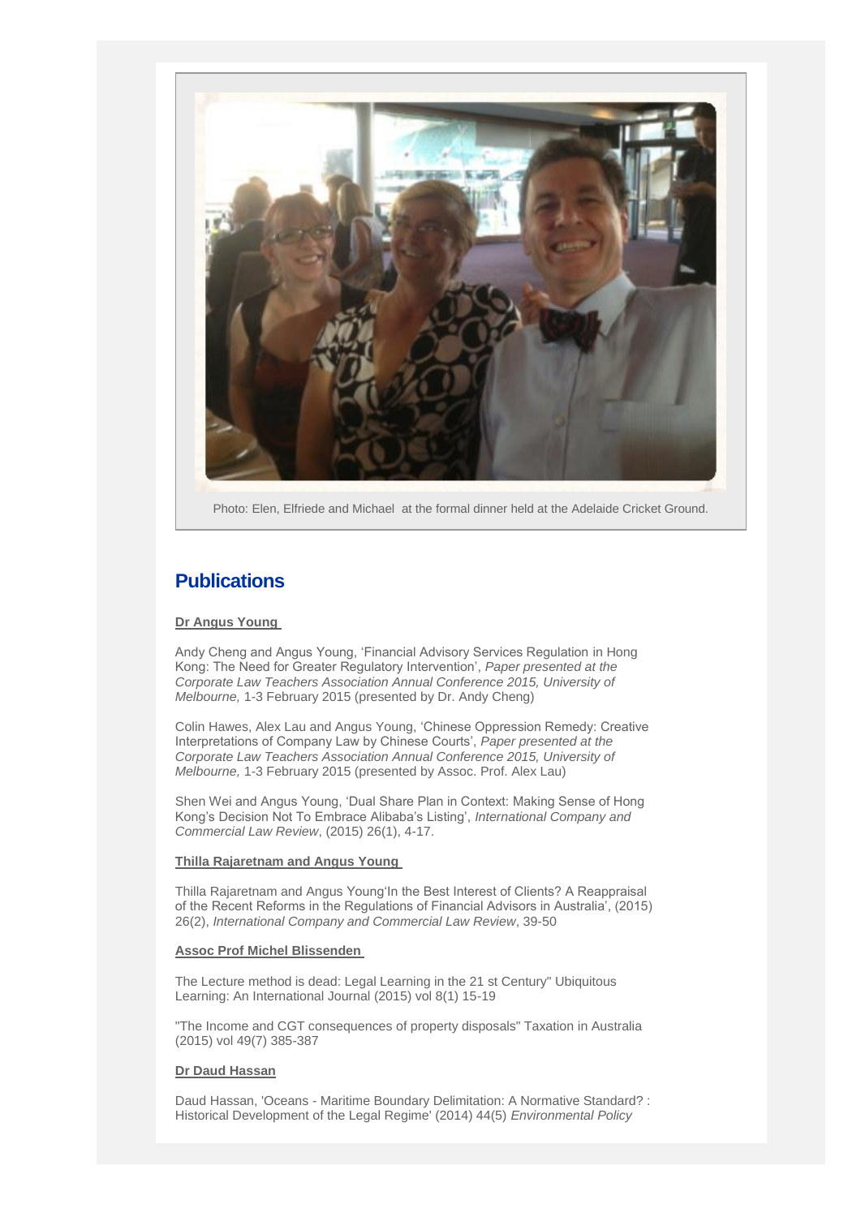Photo: Elen, Elfriede and Michael at the formal dinner held at the Adelaide Cricket Ground.

## Publications

**Dr Angus Young**

Andy Cheng and Angus Young, 'Financial Advisory Services Regulation in Hong Kong: The Need for Greater Regulatory Intervention', *Paper presented at the Corporate Law Teachers Association Annual Conference 2015, University of Melbourne,* 1-3 February 2015 (presented by Dr. Andy Cheng)

Colin Hawes, Alex Lau and Angus Young, 'Chinese Oppression Remedy: Creative Interpretations of Company Law by Chinese Courts', *Paper presented at the Corporate Law Teachers Association Annual Conference 2015, University of Melbourne,* 1-3 February 2015 (presented by Assoc. Prof. Alex Lau)

Shen Wei and Angus Young, 'Dual Share Plan in Context: Making Sense of Hong Kong's Decision Not To Embrace Alibaba's Listing', *International Company and Commercial Law Review*, (2015) 26(1), 4-17.

**Thilla Rajaretnam and Angus Young**

Thilla Rajaretnam and Angus Young'In the Best Interest of Clients? A Reappraisal of the Recent Reforms in the Regulations of Financial Advisors in Australia', (2015) 26(2), *International Company and Commercial Law Review*, 39-50

**Assoc Prof Michel Blissenden**

The Lecture method is dead: Legal Learning in the 21 st Century" Ubiquitous Learning: An International Journal (2015) vol 8(1) 15-19

"The Income and CGT consequences of property disposals" Taxation in Australia (2015) vol 49(7) 385-387

**Dr Daud Hassan**

Daud Hassan, 'Oceans - Maritime Boundary Delimitation: A Normative Standard? : Historical Development of the Legal Regime' (2014) 44(5) *Environmental Policy*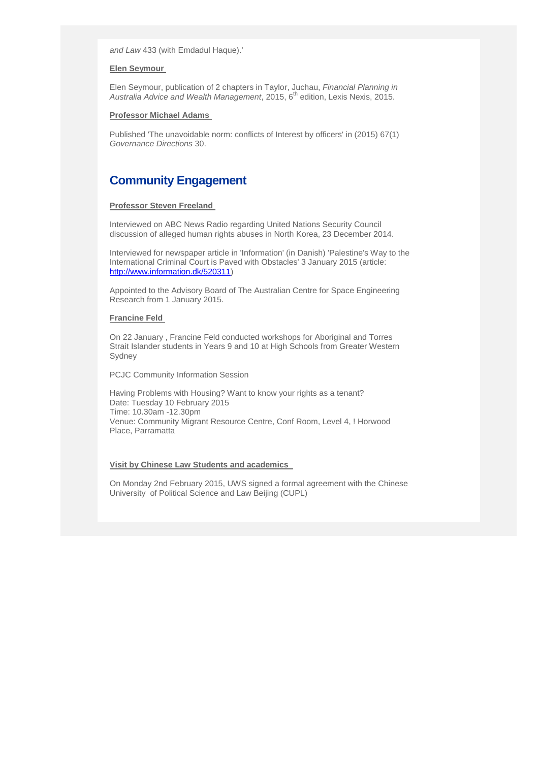*and Law* 433 (with Emdadul Haque).'

**Elen Seymour**

Elen Seymour, publication of 2 chapters in Taylor, Juchau, *Financial Planning in Australia Advice and Wealth Management*, 2015, 6th edition, Lexis Nexis, 2015.

**Professor Michael Adams**

Published 'The unavoidable norm: conflicts of Interest by officers' in (2015) 67(1) *Governance Directions* 30.

## Community Engagement

**Professor Steven Freeland**

Interviewed on ABC News Radio regarding United Nations Security Council discussion of alleged human rights abuses in North Korea, 23 December 2014.

Interviewed for newspaper article in 'Information' (in Danish) 'Palestine's Way to the International Criminal Court is Paved with Obstacles' 3 January 2015 (article: http://www.information.dk/520311)

Appointed to the Advisory Board of The Australian Centre for Space Engineering Research from 1 January 2015.

**Francine Feld**

On 22 January , Francine Feld conducted workshops for Aboriginal and Torres Strait Islander students in Years 9 and 10 at High Schools from Greater Western Sydney

PCJC Community Information Session

Having Problems with Housing? Want to know your rights as a tenant?
Date: Tuesday 10 February 2015
Time: 10.30am -12.30pm
Venue: Community Migrant Resource Centre, Conf Room, Level 4, ! Horwood Place, Parramatta

**Visit by Chinese Law Students and academics**

On Monday 2nd February 2015, UWS signed a formal agreement with the Chinese University of Political Science and Law Beijing (CUPL)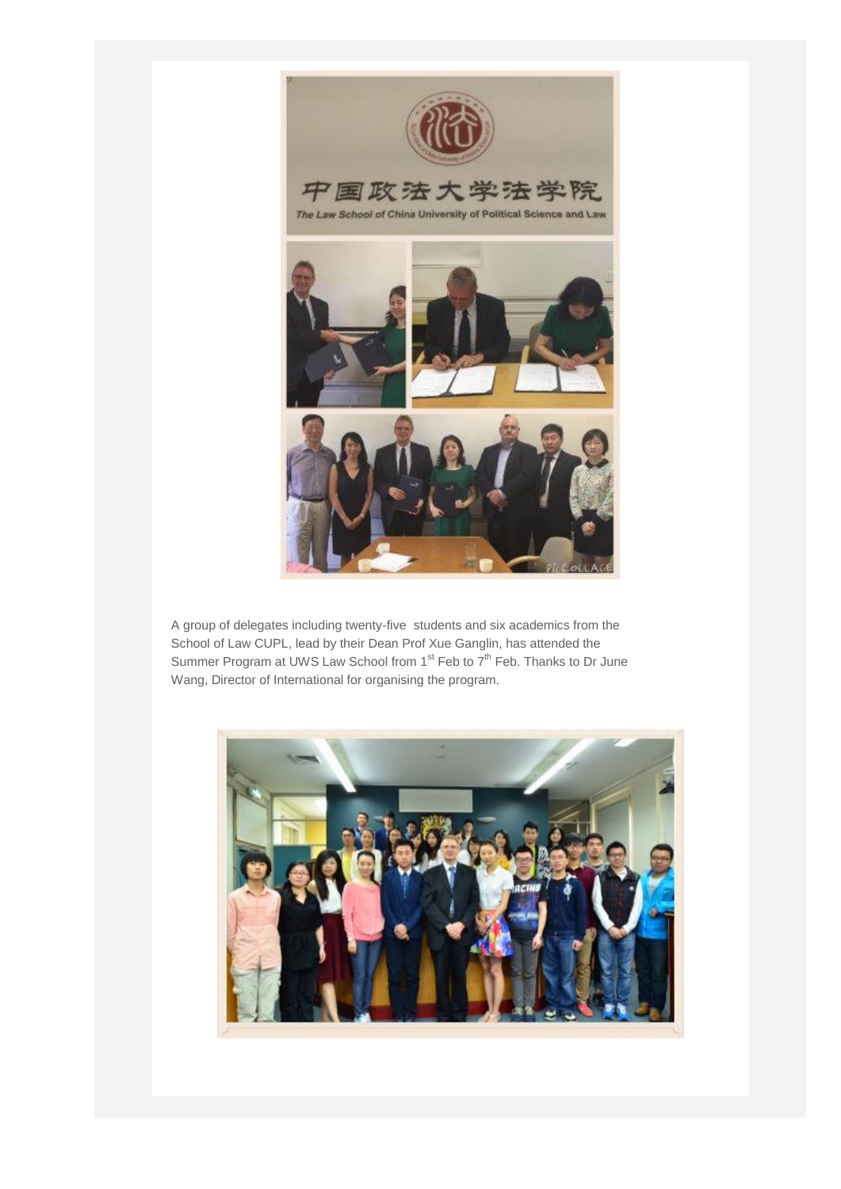A group of delegates including twenty-five students and six academics from the School of Law CUPL, lead by their Dean Prof Xue Ganglin, has attended the Summer Program at UWS Law School from 1st Feb to 7th Feb. Thanks to Dr June Wang, Director of International for organising the program.